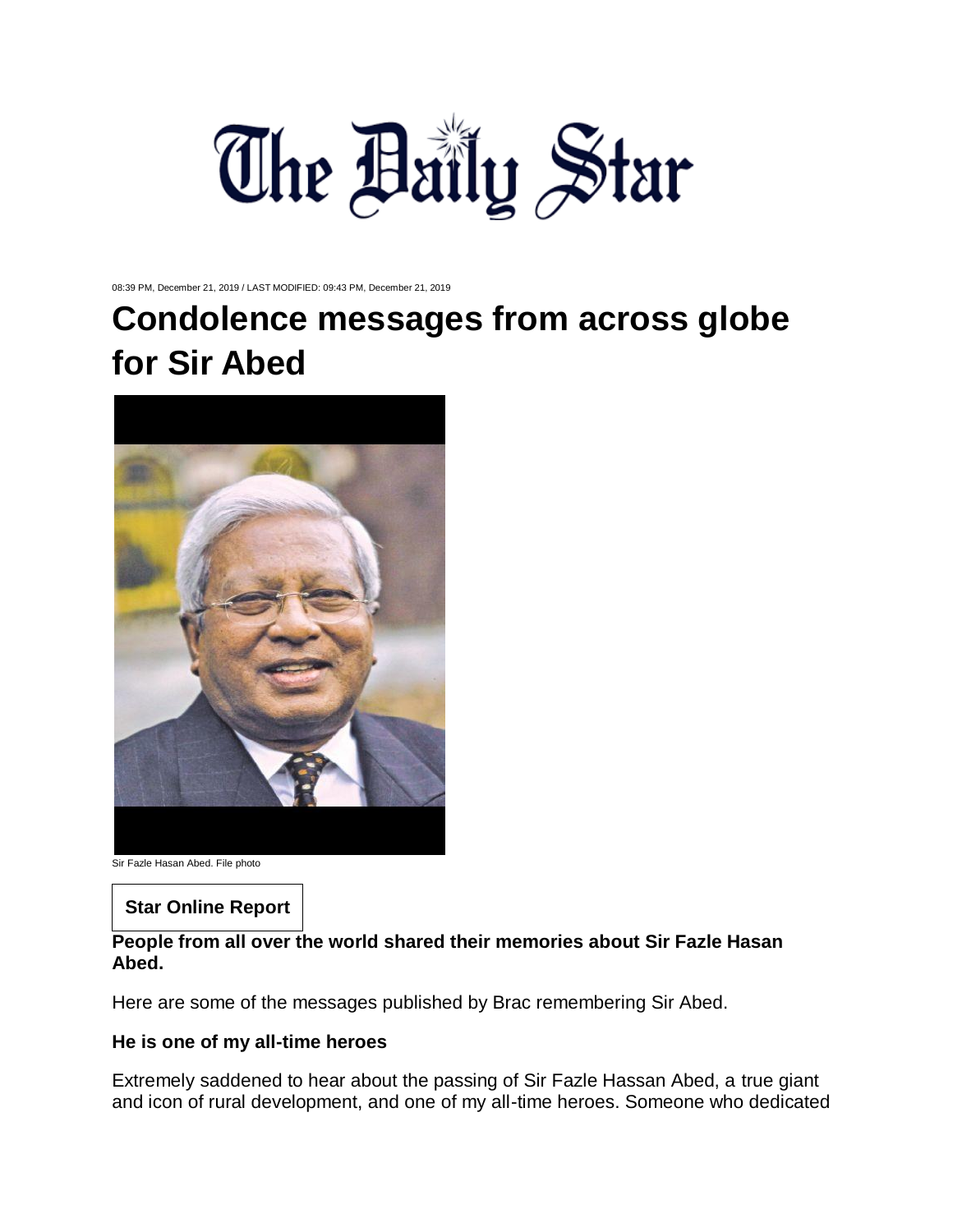# The Daily Star

08:39 PM, December 21, 2019 / LAST MODIFIED: 09:43 PM, December 21, 2019

# Condolence messages from across globe for Sir Abed

Sir Fazle Hasan Abed. File photo

**Star Online Report**

**People from all over the world shared their memories about Sir Fazle Hasan Abed.**

Here are some of the messages published by Brac remembering Sir Abed.

### He is one of my all-time heroes

Extremely saddened to hear about the passing of Sir Fazle Hassan Abed, a true giant and icon of rural development, and one of my all-time heroes. Someone who dedicated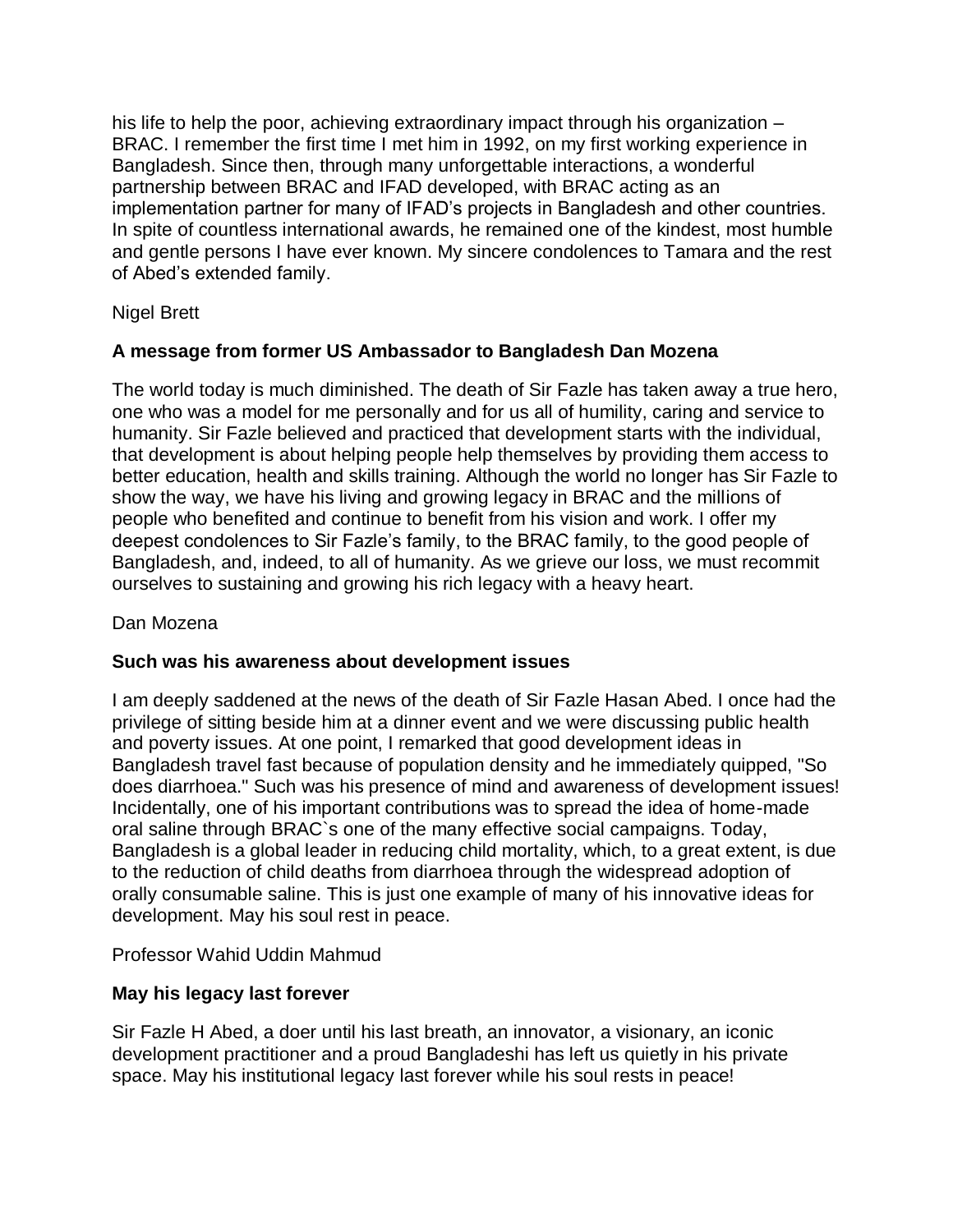his life to help the poor, achieving extraordinary impact through his organization – BRAC. I remember the first time I met him in 1992, on my first working experience in Bangladesh. Since then, through many unforgettable interactions, a wonderful partnership between BRAC and IFAD developed, with BRAC acting as an implementation partner for many of IFAD's projects in Bangladesh and other countries. In spite of countless international awards, he remained one of the kindest, most humble and gentle persons I have ever known. My sincere condolences to Tamara and the rest of Abed's extended family.

Nigel Brett

**A message from former US Ambassador to Bangladesh Dan Mozena**

The world today is much diminished. The death of Sir Fazle has taken away a true hero, one who was a model for me personally and for us all of humility, caring and service to humanity. Sir Fazle believed and practiced that development starts with the individual, that development is about helping people help themselves by providing them access to better education, health and skills training. Although the world no longer has Sir Fazle to show the way, we have his living and growing legacy in BRAC and the millions of people who benefited and continue to benefit from his vision and work. I offer my deepest condolences to Sir Fazle's family, to the BRAC family, to the good people of Bangladesh, and, indeed, to all of humanity. As we grieve our loss, we must recommit ourselves to sustaining and growing his rich legacy with a heavy heart.

Dan Mozena

**Such was his awareness about development issues**

I am deeply saddened at the news of the death of Sir Fazle Hasan Abed. I once had the privilege of sitting beside him at a dinner event and we were discussing public health and poverty issues. At one point, I remarked that good development ideas in Bangladesh travel fast because of population density and he immediately quipped, "So does diarrhoea." Such was his presence of mind and awareness of development issues! Incidentally, one of his important contributions was to spread the idea of home-made oral saline through BRAC`s one of the many effective social campaigns. Today, Bangladesh is a global leader in reducing child mortality, which, to a great extent, is due to the reduction of child deaths from diarrhoea through the widespread adoption of orally consumable saline. This is just one example of many of his innovative ideas for development. May his soul rest in peace.

Professor Wahid Uddin Mahmud

**May his legacy last forever**

Sir Fazle H Abed, a doer until his last breath, an innovator, a visionary, an iconic development practitioner and a proud Bangladeshi has left us quietly in his private space. May his institutional legacy last forever while his soul rests in peace!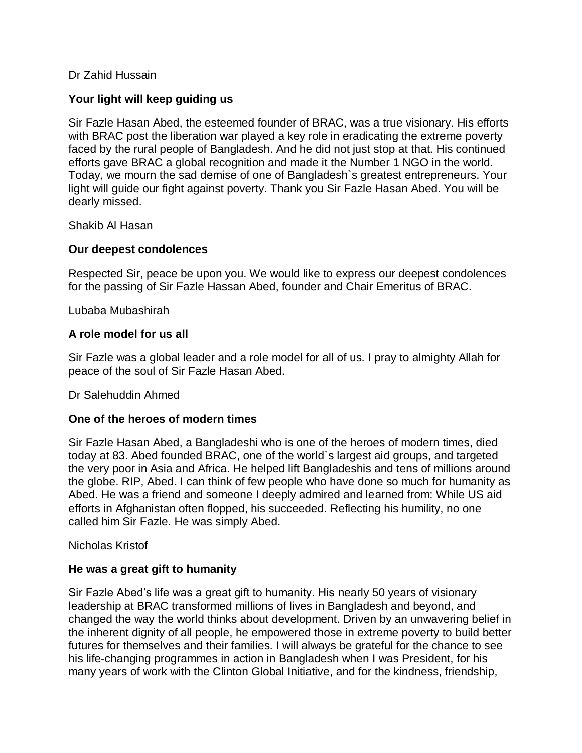Dr Zahid Hussain

**Your light will keep guiding us**

Sir Fazle Hasan Abed, the esteemed founder of BRAC, was a true visionary. His efforts with BRAC post the liberation war played a key role in eradicating the extreme poverty faced by the rural people of Bangladesh. And he did not just stop at that. His continued efforts gave BRAC a global recognition and made it the Number 1 NGO in the world. Today, we mourn the sad demise of one of Bangladesh`s greatest entrepreneurs. Your light will guide our fight against poverty. Thank you Sir Fazle Hasan Abed. You will be dearly missed.

Shakib Al Hasan

**Our deepest condolences**

Respected Sir, peace be upon you. We would like to express our deepest condolences for the passing of Sir Fazle Hassan Abed, founder and Chair Emeritus of BRAC.

Lubaba Mubashirah

**A role model for us all**

Sir Fazle was a global leader and a role model for all of us. I pray to almighty Allah for peace of the soul of Sir Fazle Hasan Abed.

Dr Salehuddin Ahmed

**One of the heroes of modern times**

Sir Fazle Hasan Abed, a Bangladeshi who is one of the heroes of modern times, died today at 83. Abed founded BRAC, one of the world`s largest aid groups, and targeted the very poor in Asia and Africa. He helped lift Bangladeshis and tens of millions around the globe. RIP, Abed. I can think of few people who have done so much for humanity as Abed. He was a friend and someone I deeply admired and learned from: While US aid efforts in Afghanistan often flopped, his succeeded. Reflecting his humility, no one called him Sir Fazle. He was simply Abed.

Nicholas Kristof

**He was a great gift to humanity**

Sir Fazle Abed's life was a great gift to humanity. His nearly 50 years of visionary leadership at BRAC transformed millions of lives in Bangladesh and beyond, and changed the way the world thinks about development. Driven by an unwavering belief in the inherent dignity of all people, he empowered those in extreme poverty to build better futures for themselves and their families. I will always be grateful for the chance to see his life-changing programmes in action in Bangladesh when I was President, for his many years of work with the Clinton Global Initiative, and for the kindness, friendship,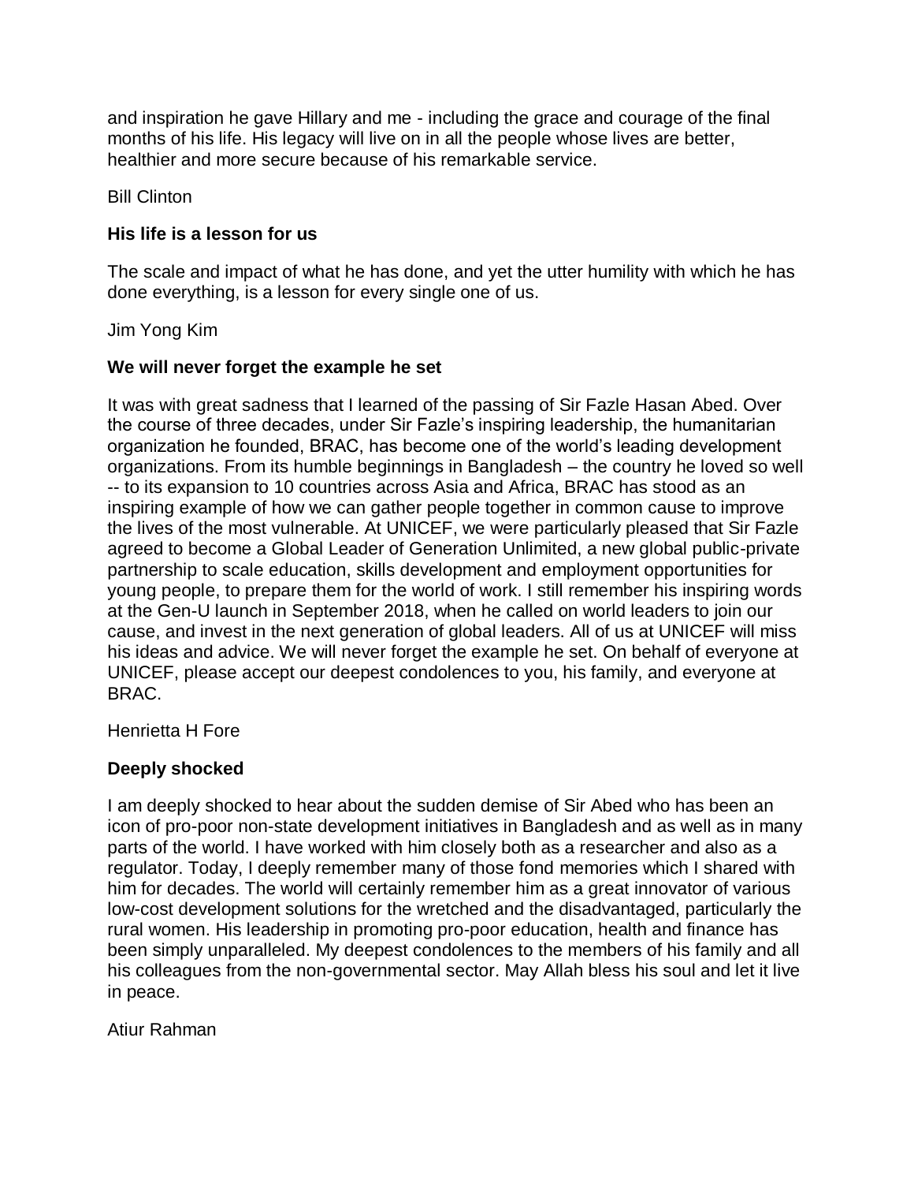and inspiration he gave Hillary and me - including the grace and courage of the final months of his life. His legacy will live on in all the people whose lives are better, healthier and more secure because of his remarkable service.

Bill Clinton

**His life is a lesson for us**

The scale and impact of what he has done, and yet the utter humility with which he has done everything, is a lesson for every single one of us.

Jim Yong Kim

**We will never forget the example he set**

It was with great sadness that I learned of the passing of Sir Fazle Hasan Abed. Over the course of three decades, under Sir Fazle's inspiring leadership, the humanitarian organization he founded, BRAC, has become one of the world's leading development organizations. From its humble beginnings in Bangladesh – the country he loved so well -- to its expansion to 10 countries across Asia and Africa, BRAC has stood as an inspiring example of how we can gather people together in common cause to improve the lives of the most vulnerable. At UNICEF, we were particularly pleased that Sir Fazle agreed to become a Global Leader of Generation Unlimited, a new global public-private partnership to scale education, skills development and employment opportunities for young people, to prepare them for the world of work. I still remember his inspiring words at the Gen-U launch in September 2018, when he called on world leaders to join our cause, and invest in the next generation of global leaders. All of us at UNICEF will miss his ideas and advice. We will never forget the example he set. On behalf of everyone at UNICEF, please accept our deepest condolences to you, his family, and everyone at BRAC.

Henrietta H Fore

**Deeply shocked**

I am deeply shocked to hear about the sudden demise of Sir Abed who has been an icon of pro-poor non-state development initiatives in Bangladesh and as well as in many parts of the world. I have worked with him closely both as a researcher and also as a regulator. Today, I deeply remember many of those fond memories which I shared with him for decades. The world will certainly remember him as a great innovator of various low-cost development solutions for the wretched and the disadvantaged, particularly the rural women. His leadership in promoting pro-poor education, health and finance has been simply unparalleled. My deepest condolences to the members of his family and all his colleagues from the non-governmental sector. May Allah bless his soul and let it live in peace.

Atiur Rahman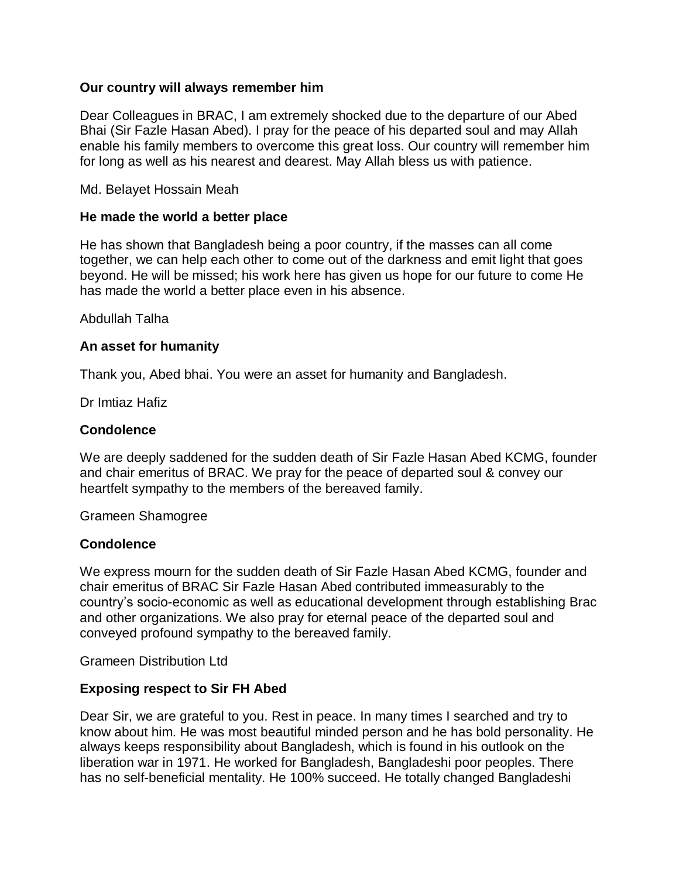**Our country will always remember him**

Dear Colleagues in BRAC, I am extremely shocked due to the departure of our Abed Bhai (Sir Fazle Hasan Abed). I pray for the peace of his departed soul and may Allah enable his family members to overcome this great loss. Our country will remember him for long as well as his nearest and dearest. May Allah bless us with patience.

Md. Belayet Hossain Meah

**He made the world a better place**

He has shown that Bangladesh being a poor country, if the masses can all come together, we can help each other to come out of the darkness and emit light that goes beyond. He will be missed; his work here has given us hope for our future to come He has made the world a better place even in his absence.

Abdullah Talha

**An asset for humanity**

Thank you, Abed bhai. You were an asset for humanity and Bangladesh.

Dr Imtiaz Hafiz

**Condolence**

We are deeply saddened for the sudden death of Sir Fazle Hasan Abed KCMG, founder and chair emeritus of BRAC. We pray for the peace of departed soul & convey our heartfelt sympathy to the members of the bereaved family.

Grameen Shamogree

**Condolence**

We express mourn for the sudden death of Sir Fazle Hasan Abed KCMG, founder and chair emeritus of BRAC Sir Fazle Hasan Abed contributed immeasurably to the country's socio-economic as well as educational development through establishing Brac and other organizations. We also pray for eternal peace of the departed soul and conveyed profound sympathy to the bereaved family.

Grameen Distribution Ltd

**Exposing respect to Sir FH Abed**

Dear Sir, we are grateful to you. Rest in peace. In many times I searched and try to know about him. He was most beautiful minded person and he has bold personality. He always keeps responsibility about Bangladesh, which is found in his outlook on the liberation war in 1971. He worked for Bangladesh, Bangladeshi poor peoples. There has no self-beneficial mentality. He 100% succeed. He totally changed Bangladeshi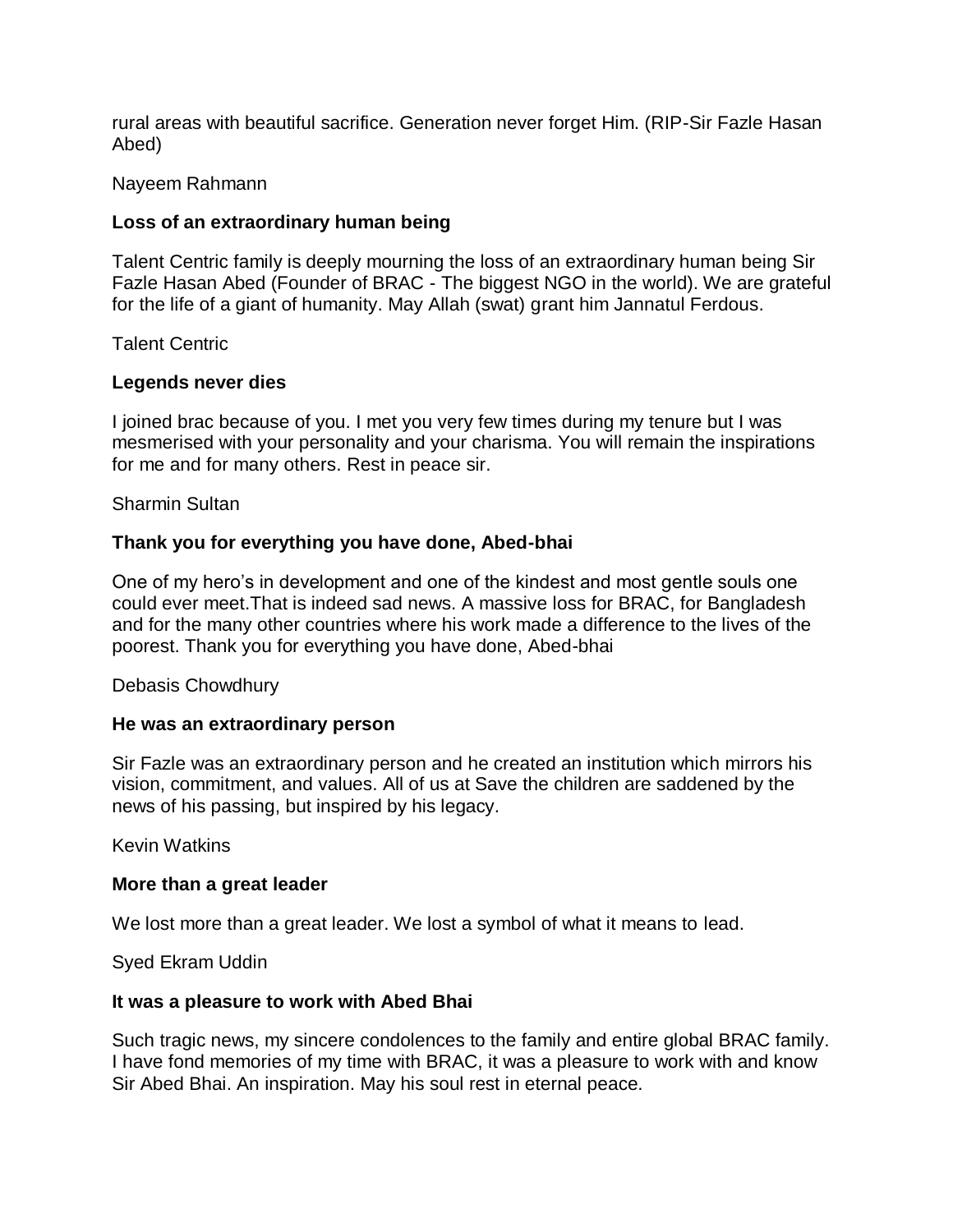rural areas with beautiful sacrifice. Generation never forget Him. (RIP-Sir Fazle Hasan Abed)

Nayeem Rahmann

**Loss of an extraordinary human being**

Talent Centric family is deeply mourning the loss of an extraordinary human being Sir Fazle Hasan Abed (Founder of BRAC - The biggest NGO in the world). We are grateful for the life of a giant of humanity. May Allah (swat) grant him Jannatul Ferdous.

Talent Centric

**Legends never dies**

I joined brac because of you. I met you very few times during my tenure but I was mesmerised with your personality and your charisma. You will remain the inspirations for me and for many others. Rest in peace sir.

Sharmin Sultan

**Thank you for everything you have done, Abed-bhai**

One of my hero's in development and one of the kindest and most gentle souls one could ever meet.That is indeed sad news. A massive loss for BRAC, for Bangladesh and for the many other countries where his work made a difference to the lives of the poorest. Thank you for everything you have done, Abed-bhai

Debasis Chowdhury

**He was an extraordinary person**

Sir Fazle was an extraordinary person and he created an institution which mirrors his vision, commitment, and values. All of us at Save the children are saddened by the news of his passing, but inspired by his legacy.

Kevin Watkins

**More than a great leader**

We lost more than a great leader. We lost a symbol of what it means to lead.

Syed Ekram Uddin

**It was a pleasure to work with Abed Bhai**

Such tragic news, my sincere condolences to the family and entire global BRAC family. I have fond memories of my time with BRAC, it was a pleasure to work with and know Sir Abed Bhai. An inspiration. May his soul rest in eternal peace.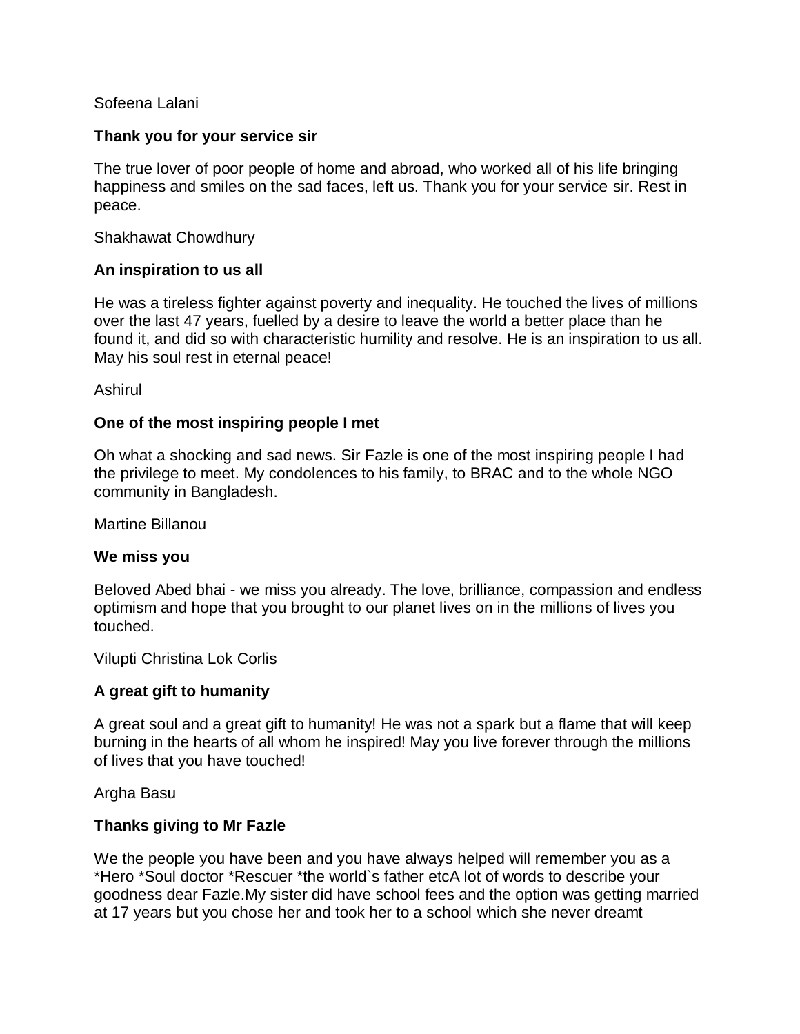Sofeena Lalani

**Thank you for your service sir**

The true lover of poor people of home and abroad, who worked all of his life bringing happiness and smiles on the sad faces, left us. Thank you for your service sir. Rest in peace.

Shakhawat Chowdhury

**An inspiration to us all**

He was a tireless fighter against poverty and inequality. He touched the lives of millions over the last 47 years, fuelled by a desire to leave the world a better place than he found it, and did so with characteristic humility and resolve. He is an inspiration to us all. May his soul rest in eternal peace!

Ashirul

**One of the most inspiring people I met**

Oh what a shocking and sad news. Sir Fazle is one of the most inspiring people I had the privilege to meet. My condolences to his family, to BRAC and to the whole NGO community in Bangladesh.

Martine Billanou

**We miss you**

Beloved Abed bhai - we miss you already. The love, brilliance, compassion and endless optimism and hope that you brought to our planet lives on in the millions of lives you touched.

Vilupti Christina Lok Corlis

**A great gift to humanity**

A great soul and a great gift to humanity! He was not a spark but a flame that will keep burning in the hearts of all whom he inspired! May you live forever through the millions of lives that you have touched!

Argha Basu

**Thanks giving to Mr Fazle**

We the people you have been and you have always helped will remember you as a *Hero *Soul doctor *Rescuer *the world`s father etcA lot of words to describe your goodness dear Fazle.My sister did have school fees and the option was getting married at 17 years but you chose her and took her to a school which she never dreamt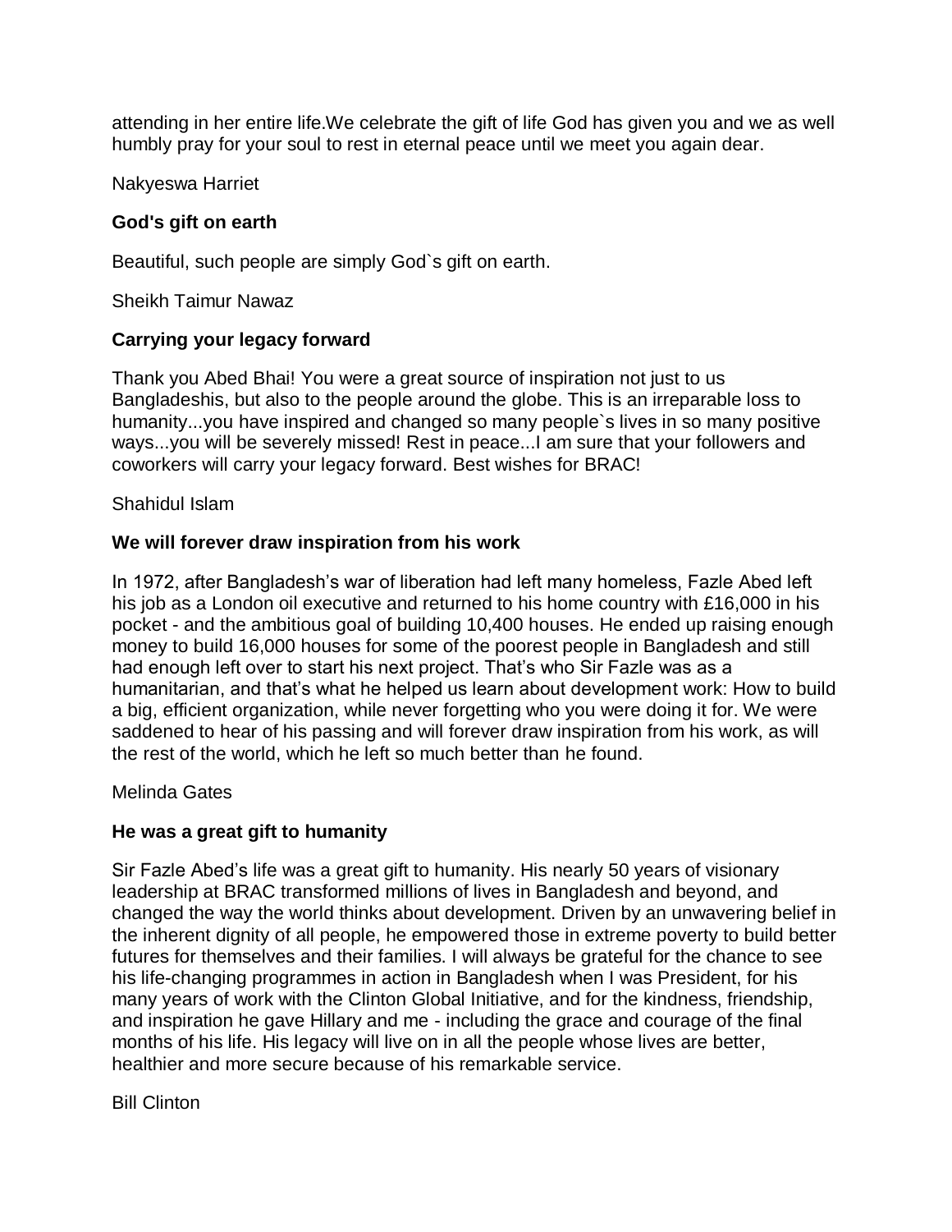attending in her entire life.We celebrate the gift of life God has given you and we as well humbly pray for your soul to rest in eternal peace until we meet you again dear.

Nakyeswa Harriet

### God's gift on earth

Beautiful, such people are simply God`s gift on earth.

Sheikh Taimur Nawaz

### Carrying your legacy forward

Thank you Abed Bhai! You were a great source of inspiration not just to us Bangladeshis, but also to the people around the globe. This is an irreparable loss to humanity...you have inspired and changed so many people`s lives in so many positive ways...you will be severely missed! Rest in peace...I am sure that your followers and coworkers will carry your legacy forward. Best wishes for BRAC!

Shahidul Islam

### We will forever draw inspiration from his work

In 1972, after Bangladesh's war of liberation had left many homeless, Fazle Abed left his job as a London oil executive and returned to his home country with £16,000 in his pocket - and the ambitious goal of building 10,400 houses. He ended up raising enough money to build 16,000 houses for some of the poorest people in Bangladesh and still had enough left over to start his next project. That's who Sir Fazle was as a humanitarian, and that's what he helped us learn about development work: How to build a big, efficient organization, while never forgetting who you were doing it for. We were saddened to hear of his passing and will forever draw inspiration from his work, as will the rest of the world, which he left so much better than he found.

Melinda Gates

### He was a great gift to humanity

Sir Fazle Abed's life was a great gift to humanity. His nearly 50 years of visionary leadership at BRAC transformed millions of lives in Bangladesh and beyond, and changed the way the world thinks about development. Driven by an unwavering belief in the inherent dignity of all people, he empowered those in extreme poverty to build better futures for themselves and their families. I will always be grateful for the chance to see his life-changing programmes in action in Bangladesh when I was President, for his many years of work with the Clinton Global Initiative, and for the kindness, friendship, and inspiration he gave Hillary and me - including the grace and courage of the final months of his life. His legacy will live on in all the people whose lives are better, healthier and more secure because of his remarkable service.

Bill Clinton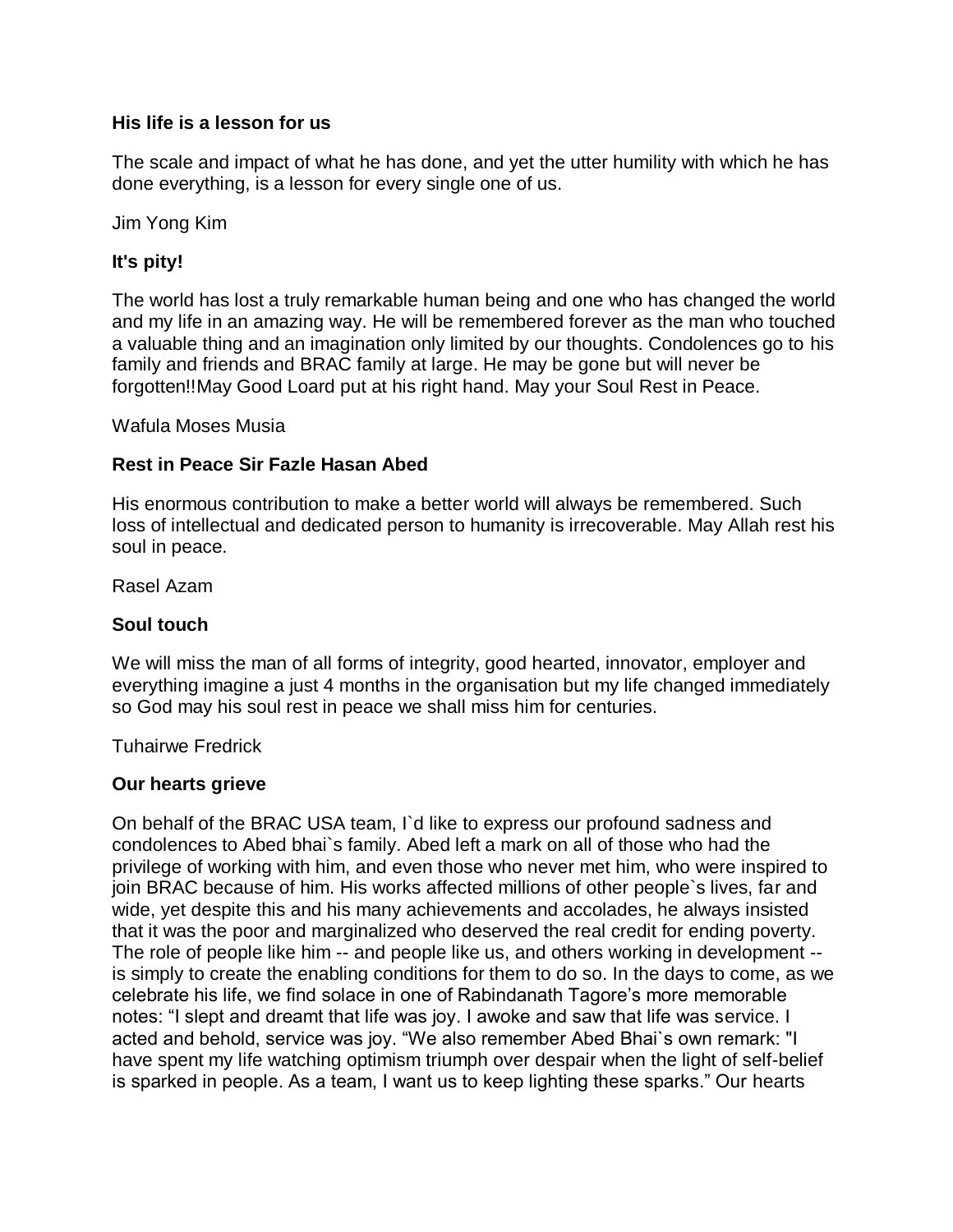**His life is a lesson for us**

The scale and impact of what he has done, and yet the utter humility with which he has done everything, is a lesson for every single one of us.

Jim Yong Kim

**It's pity!**

The world has lost a truly remarkable human being and one who has changed the world and my life in an amazing way. He will be remembered forever as the man who touched a valuable thing and an imagination only limited by our thoughts. Condolences go to his family and friends and BRAC family at large. He may be gone but will never be forgotten!!May Good Loard put at his right hand. May your Soul Rest in Peace.

Wafula Moses Musia

**Rest in Peace Sir Fazle Hasan Abed**

His enormous contribution to make a better world will always be remembered. Such loss of intellectual and dedicated person to humanity is irrecoverable. May Allah rest his soul in peace.

Rasel Azam

**Soul touch**

We will miss the man of all forms of integrity, good hearted, innovator, employer and everything imagine a just 4 months in the organisation but my life changed immediately so God may his soul rest in peace we shall miss him for centuries.

Tuhairwe Fredrick

**Our hearts grieve**

On behalf of the BRAC USA team, I`d like to express our profound sadness and condolences to Abed bhai`s family. Abed left a mark on all of those who had the privilege of working with him, and even those who never met him, who were inspired to join BRAC because of him. His works affected millions of other people`s lives, far and wide, yet despite this and his many achievements and accolades, he always insisted that it was the poor and marginalized who deserved the real credit for ending poverty. The role of people like him -- and people like us, and others working in development -- is simply to create the enabling conditions for them to do so. In the days to come, as we celebrate his life, we find solace in one of Rabindanath Tagore's more memorable notes: "I slept and dreamt that life was joy. I awoke and saw that life was service. I acted and behold, service was joy. "We also remember Abed Bhai`s own remark: "I have spent my life watching optimism triumph over despair when the light of self-belief is sparked in people. As a team, I want us to keep lighting these sparks." Our hearts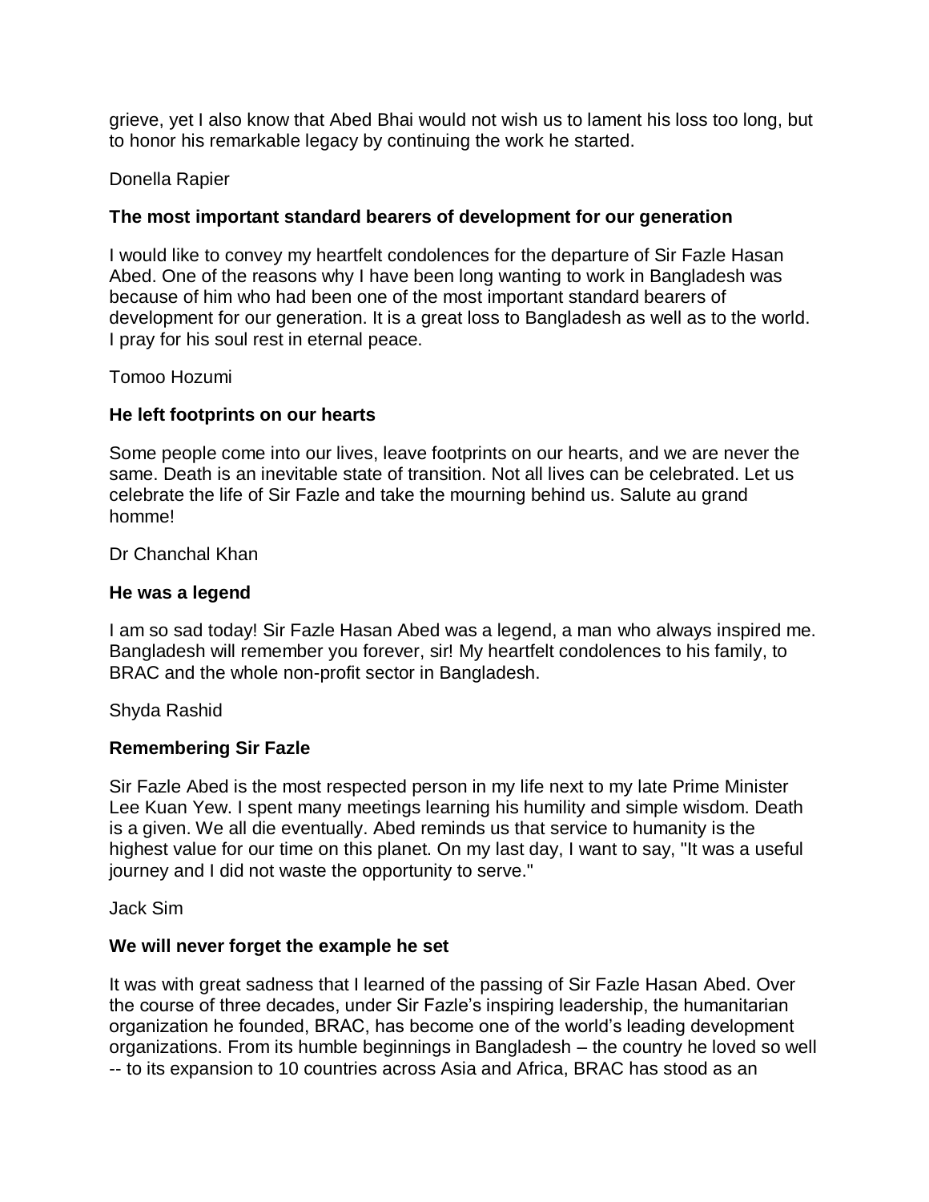grieve, yet I also know that Abed Bhai would not wish us to lament his loss too long, but to honor his remarkable legacy by continuing the work he started.

Donella Rapier

**The most important standard bearers of development for our generation**

I would like to convey my heartfelt condolences for the departure of Sir Fazle Hasan Abed. One of the reasons why I have been long wanting to work in Bangladesh was because of him who had been one of the most important standard bearers of development for our generation. It is a great loss to Bangladesh as well as to the world. I pray for his soul rest in eternal peace.

Tomoo Hozumi

**He left footprints on our hearts**

Some people come into our lives, leave footprints on our hearts, and we are never the same. Death is an inevitable state of transition. Not all lives can be celebrated. Let us celebrate the life of Sir Fazle and take the mourning behind us. Salute au grand homme!

Dr Chanchal Khan

**He was a legend**

I am so sad today! Sir Fazle Hasan Abed was a legend, a man who always inspired me. Bangladesh will remember you forever, sir! My heartfelt condolences to his family, to BRAC and the whole non-profit sector in Bangladesh.

Shyda Rashid

**Remembering Sir Fazle**

Sir Fazle Abed is the most respected person in my life next to my late Prime Minister Lee Kuan Yew. I spent many meetings learning his humility and simple wisdom. Death is a given. We all die eventually. Abed reminds us that service to humanity is the highest value for our time on this planet. On my last day, I want to say, "It was a useful journey and I did not waste the opportunity to serve."

Jack Sim

**We will never forget the example he set**

It was with great sadness that I learned of the passing of Sir Fazle Hasan Abed. Over the course of three decades, under Sir Fazle's inspiring leadership, the humanitarian organization he founded, BRAC, has become one of the world's leading development organizations. From its humble beginnings in Bangladesh – the country he loved so well -- to its expansion to 10 countries across Asia and Africa, BRAC has stood as an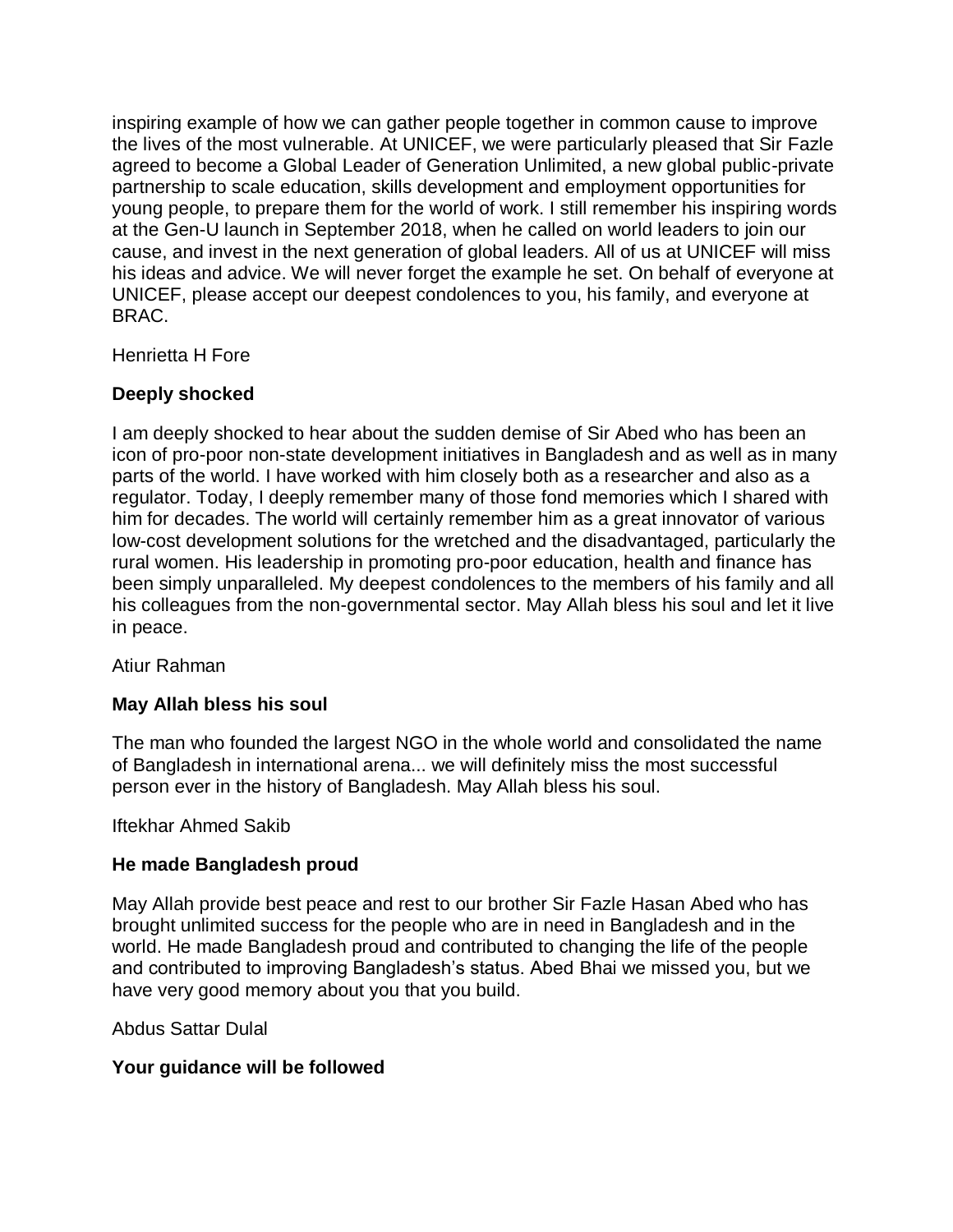inspiring example of how we can gather people together in common cause to improve the lives of the most vulnerable. At UNICEF, we were particularly pleased that Sir Fazle agreed to become a Global Leader of Generation Unlimited, a new global public-private partnership to scale education, skills development and employment opportunities for young people, to prepare them for the world of work. I still remember his inspiring words at the Gen-U launch in September 2018, when he called on world leaders to join our cause, and invest in the next generation of global leaders. All of us at UNICEF will miss his ideas and advice. We will never forget the example he set. On behalf of everyone at UNICEF, please accept our deepest condolences to you, his family, and everyone at BRAC.

Henrietta H Fore

**Deeply shocked**

I am deeply shocked to hear about the sudden demise of Sir Abed who has been an icon of pro-poor non-state development initiatives in Bangladesh and as well as in many parts of the world. I have worked with him closely both as a researcher and also as a regulator. Today, I deeply remember many of those fond memories which I shared with him for decades. The world will certainly remember him as a great innovator of various low-cost development solutions for the wretched and the disadvantaged, particularly the rural women. His leadership in promoting pro-poor education, health and finance has been simply unparalleled. My deepest condolences to the members of his family and all his colleagues from the non-governmental sector. May Allah bless his soul and let it live in peace.

Atiur Rahman

**May Allah bless his soul**

The man who founded the largest NGO in the whole world and consolidated the name of Bangladesh in international arena... we will definitely miss the most successful person ever in the history of Bangladesh. May Allah bless his soul.

Iftekhar Ahmed Sakib

**He made Bangladesh proud**

May Allah provide best peace and rest to our brother Sir Fazle Hasan Abed who has brought unlimited success for the people who are in need in Bangladesh and in the world. He made Bangladesh proud and contributed to changing the life of the people and contributed to improving Bangladesh's status. Abed Bhai we missed you, but we have very good memory about you that you build.

Abdus Sattar Dulal

**Your guidance will be followed**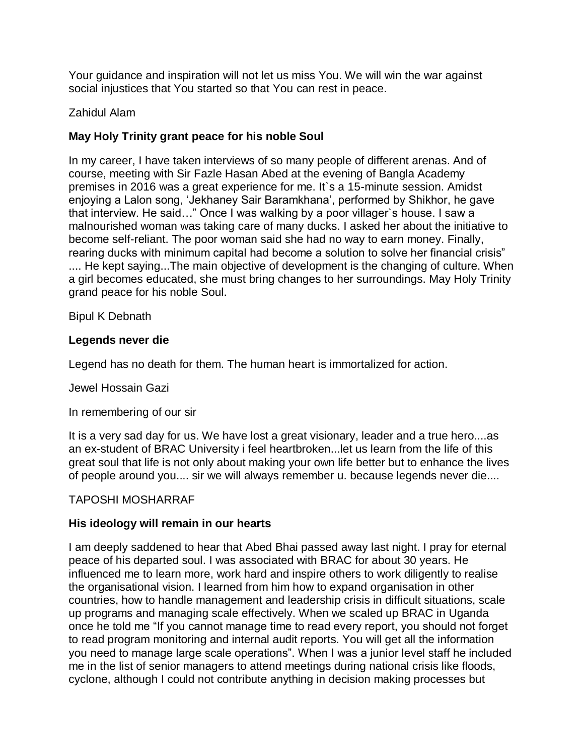Your guidance and inspiration will not let us miss You. We will win the war against social injustices that You started so that You can rest in peace.

Zahidul Alam

**May Holy Trinity grant peace for his noble Soul**

In my career, I have taken interviews of so many people of different arenas. And of course, meeting with Sir Fazle Hasan Abed at the evening of Bangla Academy premises in 2016 was a great experience for me. It`s a 15-minute session. Amidst enjoying a Lalon song, 'Jekhaney Sair Baramkhana', performed by Shikhor, he gave that interview. He said…" Once I was walking by a poor villager`s house. I saw a malnourished woman was taking care of many ducks. I asked her about the initiative to become self-reliant. The poor woman said she had no way to earn money. Finally, rearing ducks with minimum capital had become a solution to solve her financial crisis" .... He kept saying...The main objective of development is the changing of culture. When a girl becomes educated, she must bring changes to her surroundings. May Holy Trinity grand peace for his noble Soul.

Bipul K Debnath

**Legends never die**

Legend has no death for them. The human heart is immortalized for action.

Jewel Hossain Gazi

In remembering of our sir

It is a very sad day for us. We have lost a great visionary, leader and a true hero....as an ex-student of BRAC University i feel heartbroken...let us learn from the life of this great soul that life is not only about making your own life better but to enhance the lives of people around you.... sir we will always remember u. because legends never die....

TAPOSHI MOSHARRAF

**His ideology will remain in our hearts**

I am deeply saddened to hear that Abed Bhai passed away last night. I pray for eternal peace of his departed soul. I was associated with BRAC for about 30 years. He influenced me to learn more, work hard and inspire others to work diligently to realise the organisational vision. I learned from him how to expand organisation in other countries, how to handle management and leadership crisis in difficult situations, scale up programs and managing scale effectively. When we scaled up BRAC in Uganda once he told me "If you cannot manage time to read every report, you should not forget to read program monitoring and internal audit reports. You will get all the information you need to manage large scale operations". When I was a junior level staff he included me in the list of senior managers to attend meetings during national crisis like floods, cyclone, although I could not contribute anything in decision making processes but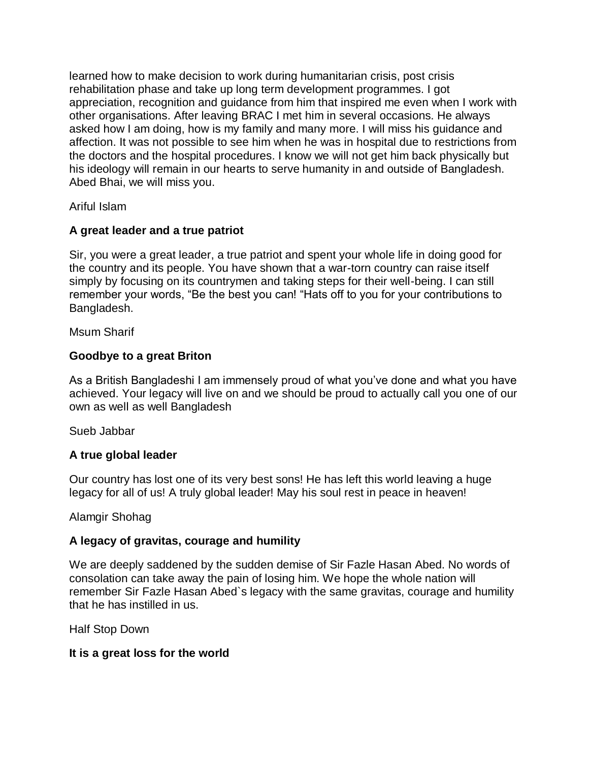learned how to make decision to work during humanitarian crisis, post crisis rehabilitation phase and take up long term development programmes. I got appreciation, recognition and guidance from him that inspired me even when I work with other organisations. After leaving BRAC I met him in several occasions. He always asked how I am doing, how is my family and many more. I will miss his guidance and affection. It was not possible to see him when he was in hospital due to restrictions from the doctors and the hospital procedures. I know we will not get him back physically but his ideology will remain in our hearts to serve humanity in and outside of Bangladesh. Abed Bhai, we will miss you.

Ariful Islam

**A great leader and a true patriot**

Sir, you were a great leader, a true patriot and spent your whole life in doing good for the country and its people. You have shown that a war-torn country can raise itself simply by focusing on its countrymen and taking steps for their well-being. I can still remember your words, “Be the best you can! “Hats off to you for your contributions to Bangladesh.

Msum Sharif

**Goodbye to a great Briton**

As a British Bangladeshi I am immensely proud of what you’ve done and what you have achieved. Your legacy will live on and we should be proud to actually call you one of our own as well as well Bangladesh

Sueb Jabbar

**A true global leader**

Our country has lost one of its very best sons! He has left this world leaving a huge legacy for all of us! A truly global leader! May his soul rest in peace in heaven!

Alamgir Shohag

**A legacy of gravitas, courage and humility**

We are deeply saddened by the sudden demise of Sir Fazle Hasan Abed. No words of consolation can take away the pain of losing him. We hope the whole nation will remember Sir Fazle Hasan Abed`s legacy with the same gravitas, courage and humility that he has instilled in us.

Half Stop Down

**It is a great loss for the world**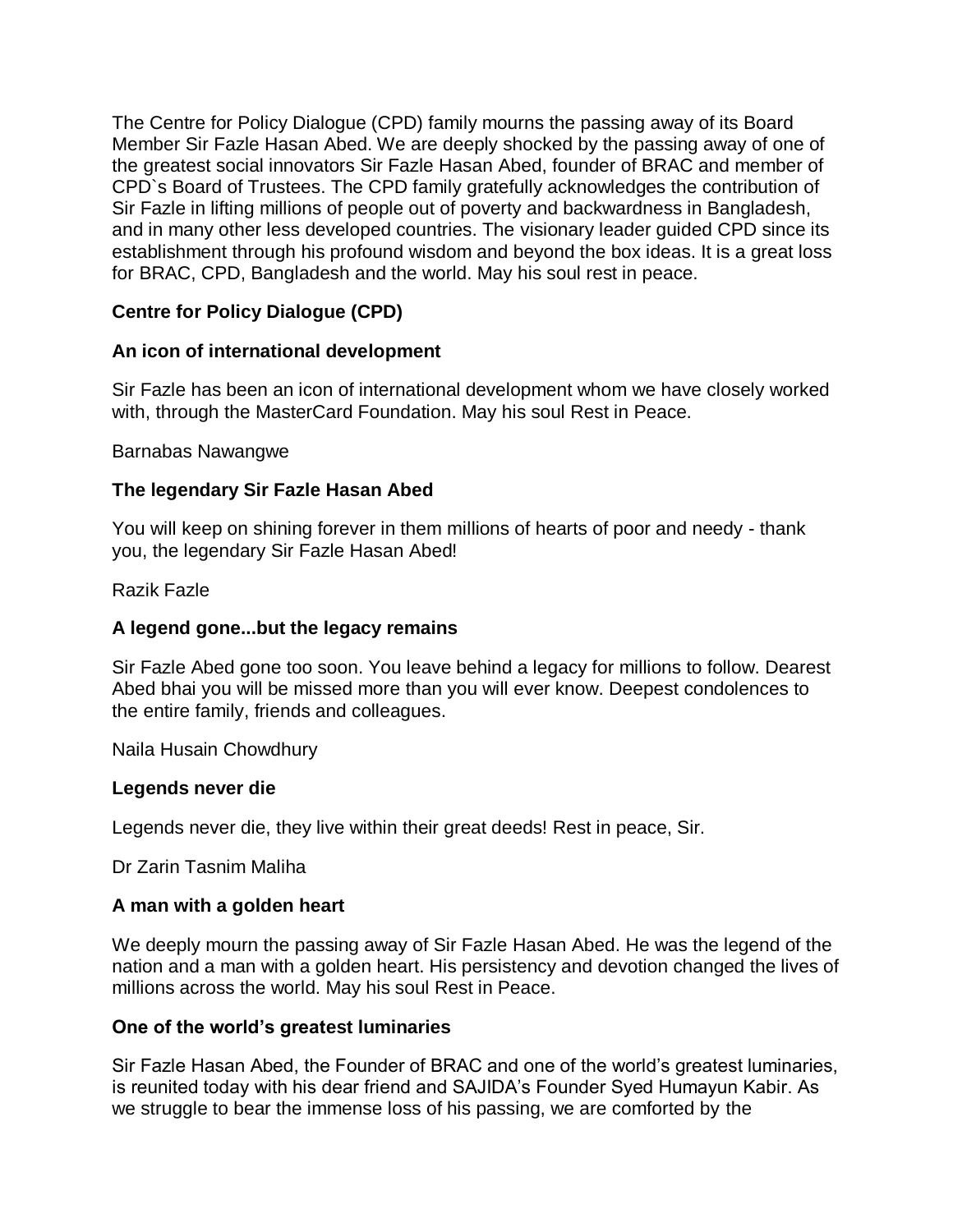The Centre for Policy Dialogue (CPD) family mourns the passing away of its Board Member Sir Fazle Hasan Abed. We are deeply shocked by the passing away of one of the greatest social innovators Sir Fazle Hasan Abed, founder of BRAC and member of CPD`s Board of Trustees. The CPD family gratefully acknowledges the contribution of Sir Fazle in lifting millions of people out of poverty and backwardness in Bangladesh, and in many other less developed countries. The visionary leader guided CPD since its establishment through his profound wisdom and beyond the box ideas. It is a great loss for BRAC, CPD, Bangladesh and the world. May his soul rest in peace.

**Centre for Policy Dialogue (CPD)**

**An icon of international development**

Sir Fazle has been an icon of international development whom we have closely worked with, through the MasterCard Foundation. May his soul Rest in Peace.

Barnabas Nawangwe

**The legendary Sir Fazle Hasan Abed**

You will keep on shining forever in them millions of hearts of poor and needy - thank you, the legendary Sir Fazle Hasan Abed!

Razik Fazle

**A legend gone...but the legacy remains**

Sir Fazle Abed gone too soon. You leave behind a legacy for millions to follow. Dearest Abed bhai you will be missed more than you will ever know. Deepest condolences to the entire family, friends and colleagues.

Naila Husain Chowdhury

**Legends never die**

Legends never die, they live within their great deeds! Rest in peace, Sir.

Dr Zarin Tasnim Maliha

**A man with a golden heart**

We deeply mourn the passing away of Sir Fazle Hasan Abed. He was the legend of the nation and a man with a golden heart. His persistency and devotion changed the lives of millions across the world. May his soul Rest in Peace.

**One of the world's greatest luminaries**

Sir Fazle Hasan Abed, the Founder of BRAC and one of the world's greatest luminaries, is reunited today with his dear friend and SAJIDA's Founder Syed Humayun Kabir. As we struggle to bear the immense loss of his passing, we are comforted by the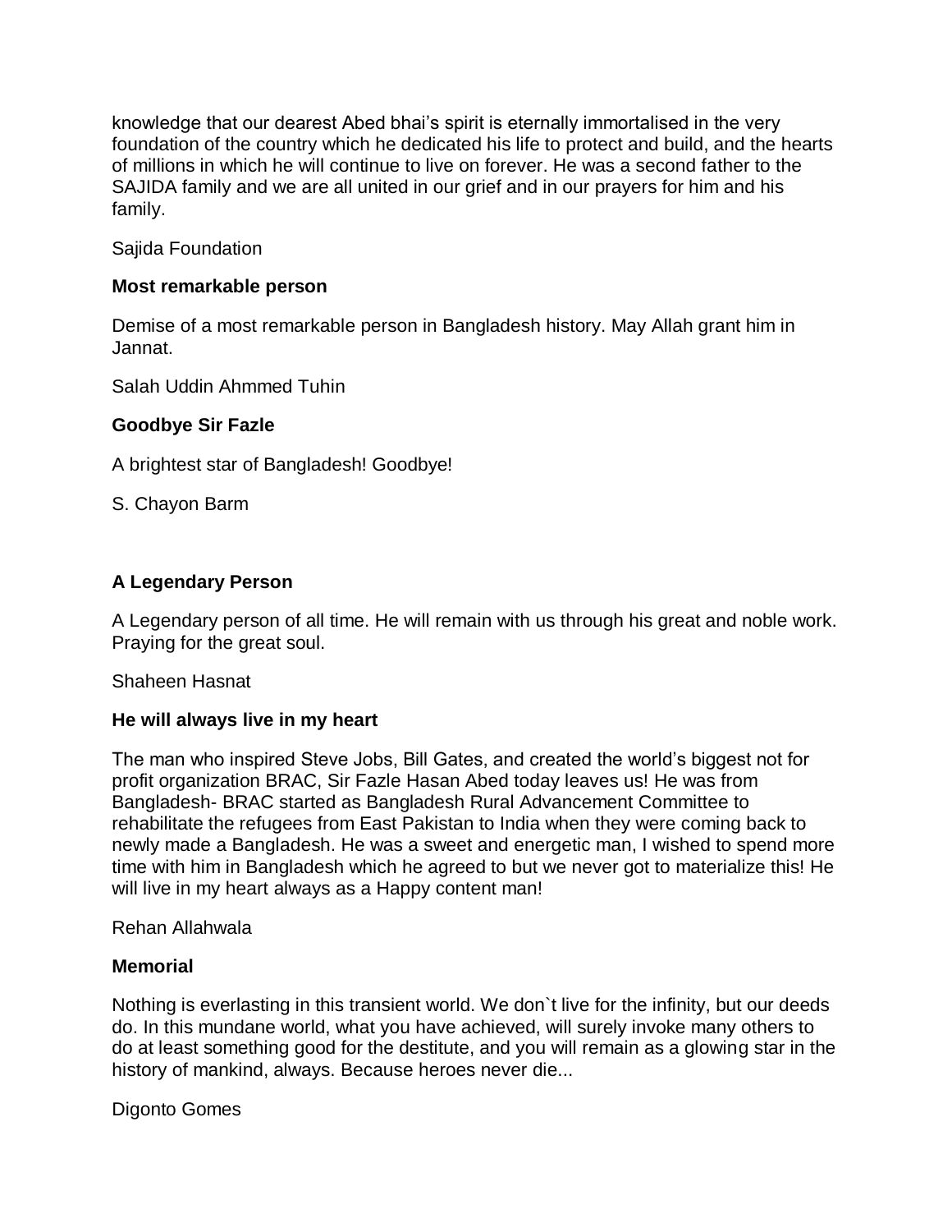knowledge that our dearest Abed bhai's spirit is eternally immortalised in the very foundation of the country which he dedicated his life to protect and build, and the hearts of millions in which he will continue to live on forever. He was a second father to the SAJIDA family and we are all united in our grief and in our prayers for him and his family.

Sajida Foundation

**Most remarkable person**

Demise of a most remarkable person in Bangladesh history. May Allah grant him in Jannat.

Salah Uddin Ahmmed Tuhin

**Goodbye Sir Fazle**

A brightest star of Bangladesh! Goodbye!

S. Chayon Barm

**A Legendary Person**

A Legendary person of all time. He will remain with us through his great and noble work. Praying for the great soul.

Shaheen Hasnat

**He will always live in my heart**

The man who inspired Steve Jobs, Bill Gates, and created the world's biggest not for profit organization BRAC, Sir Fazle Hasan Abed today leaves us! He was from Bangladesh- BRAC started as Bangladesh Rural Advancement Committee to rehabilitate the refugees from East Pakistan to India when they were coming back to newly made a Bangladesh. He was a sweet and energetic man, I wished to spend more time with him in Bangladesh which he agreed to but we never got to materialize this! He will live in my heart always as a Happy content man!

Rehan Allahwala

**Memorial**

Nothing is everlasting in this transient world. We don`t live for the infinity, but our deeds do. In this mundane world, what you have achieved, will surely invoke many others to do at least something good for the destitute, and you will remain as a glowing star in the history of mankind, always. Because heroes never die...

Digonto Gomes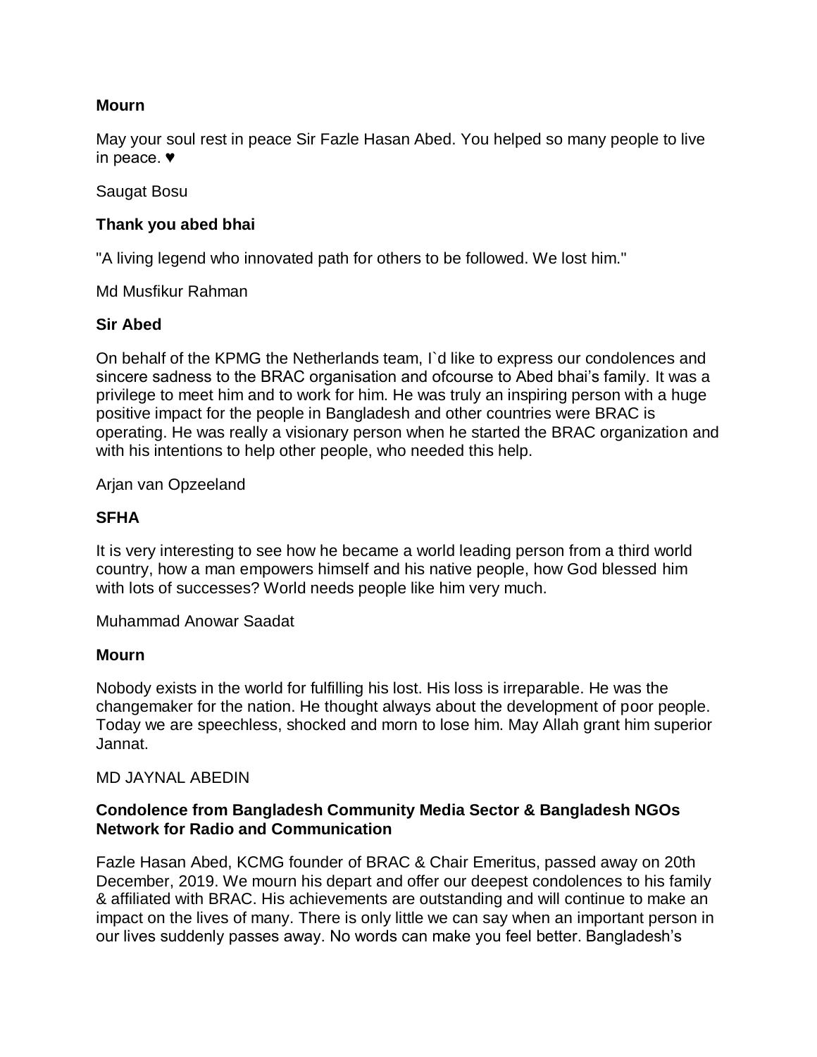**Mourn**

May your soul rest in peace Sir Fazle Hasan Abed. You helped so many people to live in peace. ♥

Saugat Bosu

**Thank you abed bhai**

"A living legend who innovated path for others to be followed. We lost him."

Md Musfikur Rahman

**Sir Abed**

On behalf of the KPMG the Netherlands team, I`d like to express our condolences and sincere sadness to the BRAC organisation and ofcourse to Abed bhai's family. It was a privilege to meet him and to work for him. He was truly an inspiring person with a huge positive impact for the people in Bangladesh and other countries were BRAC is operating. He was really a visionary person when he started the BRAC organization and with his intentions to help other people, who needed this help.

Arjan van Opzeeland

**SFHA**

It is very interesting to see how he became a world leading person from a third world country, how a man empowers himself and his native people, how God blessed him with lots of successes? World needs people like him very much.

Muhammad Anowar Saadat

**Mourn**

Nobody exists in the world for fulfilling his lost. His loss is irreparable. He was the changemaker for the nation. He thought always about the development of poor people. Today we are speechless, shocked and morn to lose him. May Allah grant him superior Jannat.

MD JAYNAL ABEDIN

**Condolence from Bangladesh Community Media Sector & Bangladesh NGOs Network for Radio and Communication**

Fazle Hasan Abed, KCMG founder of BRAC & Chair Emeritus, passed away on 20th December, 2019. We mourn his depart and offer our deepest condolences to his family & affiliated with BRAC. His achievements are outstanding and will continue to make an impact on the lives of many. There is only little we can say when an important person in our lives suddenly passes away. No words can make you feel better. Bangladesh's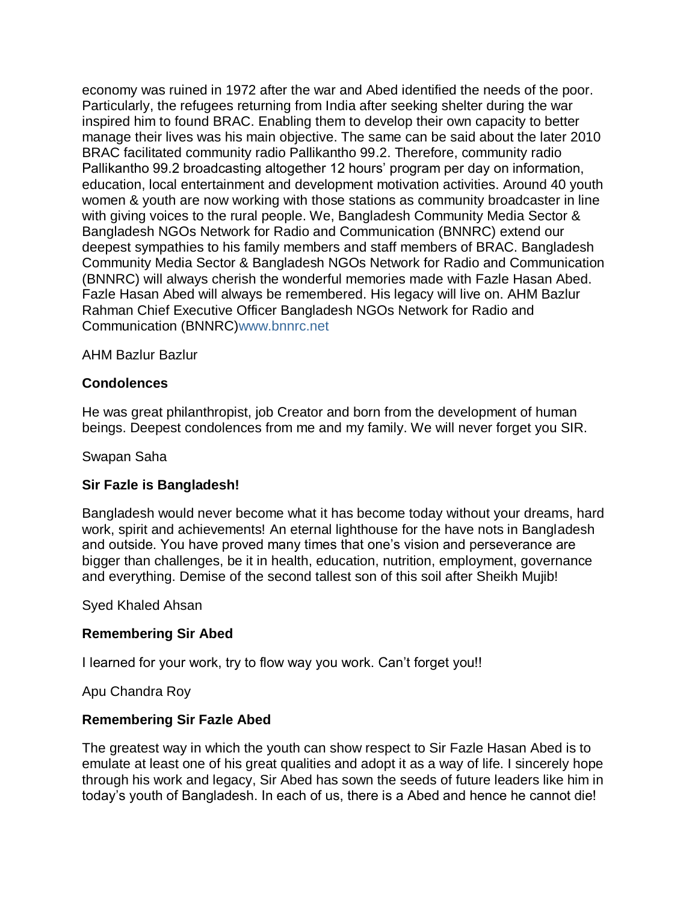economy was ruined in 1972 after the war and Abed identified the needs of the poor. Particularly, the refugees returning from India after seeking shelter during the war inspired him to found BRAC. Enabling them to develop their own capacity to better manage their lives was his main objective. The same can be said about the later 2010 BRAC facilitated community radio Pallikantho 99.2. Therefore, community radio Pallikantho 99.2 broadcasting altogether 12 hours' program per day on information, education, local entertainment and development motivation activities. Around 40 youth women & youth are now working with those stations as community broadcaster in line with giving voices to the rural people. We, Bangladesh Community Media Sector & Bangladesh NGOs Network for Radio and Communication (BNNRC) extend our deepest sympathies to his family members and staff members of BRAC. Bangladesh Community Media Sector & Bangladesh NGOs Network for Radio and Communication (BNNRC) will always cherish the wonderful memories made with Fazle Hasan Abed. Fazle Hasan Abed will always be remembered. His legacy will live on. AHM Bazlur Rahman Chief Executive Officer Bangladesh NGOs Network for Radio and Communication (BNNRC)www.bnnrc.net

AHM Bazlur Bazlur

**Condolences**

He was great philanthropist, job Creator and born from the development of human beings. Deepest condolences from me and my family. We will never forget you SIR.

Swapan Saha

**Sir Fazle is Bangladesh!**

Bangladesh would never become what it has become today without your dreams, hard work, spirit and achievements! An eternal lighthouse for the have nots in Bangladesh and outside. You have proved many times that one's vision and perseverance are bigger than challenges, be it in health, education, nutrition, employment, governance and everything. Demise of the second tallest son of this soil after Sheikh Mujib!

Syed Khaled Ahsan

**Remembering Sir Abed**

I learned for your work, try to flow way you work. Can't forget you!!

Apu Chandra Roy

**Remembering Sir Fazle Abed**

The greatest way in which the youth can show respect to Sir Fazle Hasan Abed is to emulate at least one of his great qualities and adopt it as a way of life. I sincerely hope through his work and legacy, Sir Abed has sown the seeds of future leaders like him in today's youth of Bangladesh. In each of us, there is a Abed and hence he cannot die!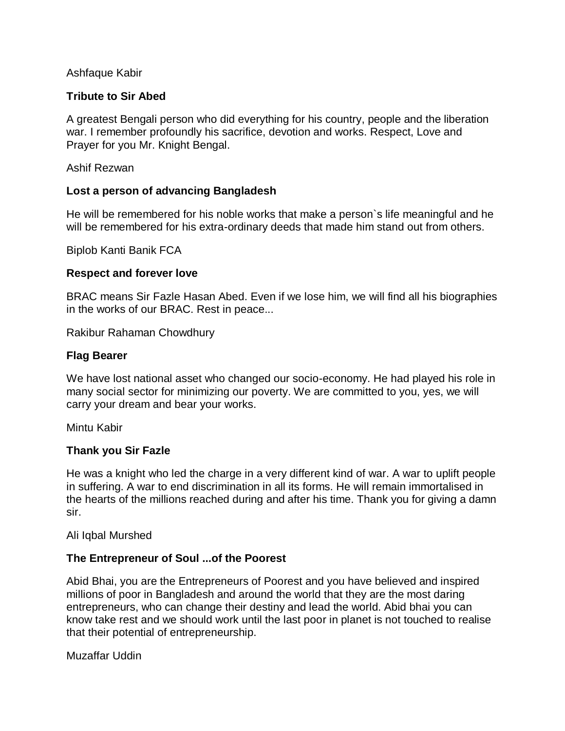Ashfaque Kabir

**Tribute to Sir Abed**

A greatest Bengali person who did everything for his country, people and the liberation war. I remember profoundly his sacrifice, devotion and works. Respect, Love and Prayer for you Mr. Knight Bengal.

Ashif Rezwan

**Lost a person of advancing Bangladesh**

He will be remembered for his noble works that make a person`s life meaningful and he will be remembered for his extra-ordinary deeds that made him stand out from others.

Biplob Kanti Banik FCA

**Respect and forever love**

BRAC means Sir Fazle Hasan Abed. Even if we lose him, we will find all his biographies in the works of our BRAC. Rest in peace...

Rakibur Rahaman Chowdhury

**Flag Bearer**

We have lost national asset who changed our socio-economy. He had played his role in many social sector for minimizing our poverty. We are committed to you, yes, we will carry your dream and bear your works.

Mintu Kabir

**Thank you Sir Fazle**

He was a knight who led the charge in a very different kind of war. A war to uplift people in suffering. A war to end discrimination in all its forms. He will remain immortalised in the hearts of the millions reached during and after his time. Thank you for giving a damn sir.

Ali Iqbal Murshed

**The Entrepreneur of Soul ...of the Poorest**

Abid Bhai, you are the Entrepreneurs of Poorest and you have believed and inspired millions of poor in Bangladesh and around the world that they are the most daring entrepreneurs, who can change their destiny and lead the world. Abid bhai you can know take rest and we should work until the last poor in planet is not touched to realise that their potential of entrepreneurship.

Muzaffar Uddin